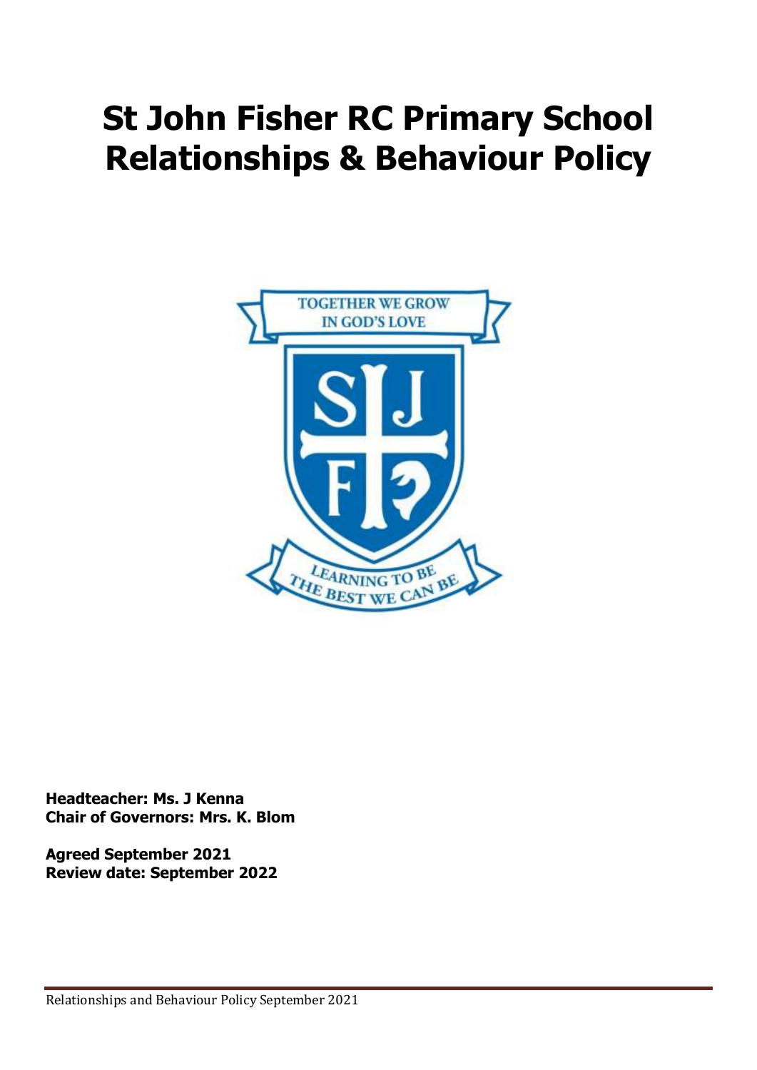# St John Fisher RC Primary School Relationships & Behaviour Policy

TOGETHER WE GROW IN GOD'S LOVE

LEARNING TO BE THE BEST WE CAN BE

**Headteacher: Ms. J Kenna**
**Chair of Governors: Mrs. K. Blom**

**Agreed September 2021**
**Review date: September 2022**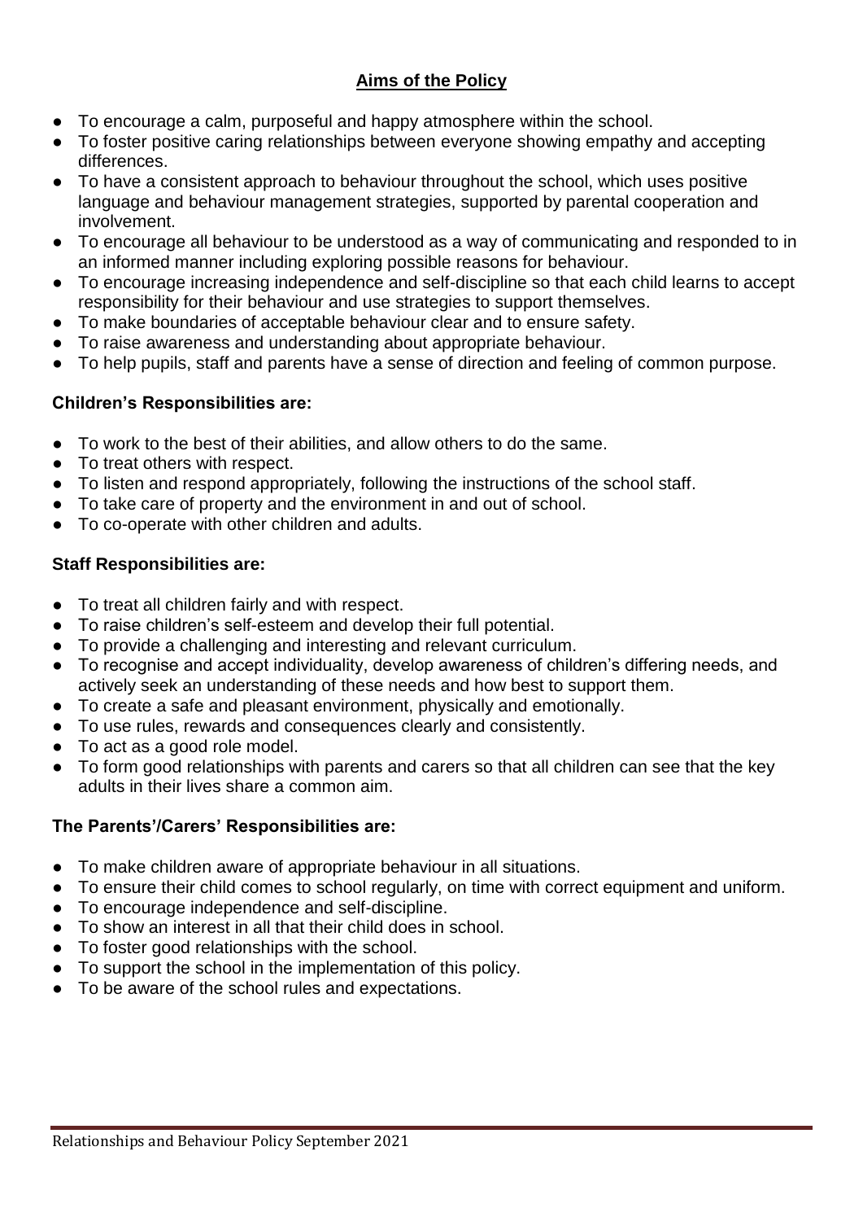## Aims of the Policy

- To encourage a calm, purposeful and happy atmosphere within the school.
- To foster positive caring relationships between everyone showing empathy and accepting differences.
- To have a consistent approach to behaviour throughout the school, which uses positive language and behaviour management strategies, supported by parental cooperation and involvement.
- To encourage all behaviour to be understood as a way of communicating and responded to in an informed manner including exploring possible reasons for behaviour.
- To encourage increasing independence and self-discipline so that each child learns to accept responsibility for their behaviour and use strategies to support themselves.
- To make boundaries of acceptable behaviour clear and to ensure safety.
- To raise awareness and understanding about appropriate behaviour.
- To help pupils, staff and parents have a sense of direction and feeling of common purpose.

### Children's Responsibilities are:

- To work to the best of their abilities, and allow others to do the same.
- To treat others with respect.
- To listen and respond appropriately, following the instructions of the school staff.
- To take care of property and the environment in and out of school.
- To co-operate with other children and adults.

### Staff Responsibilities are:

- To treat all children fairly and with respect.
- To raise children's self-esteem and develop their full potential.
- To provide a challenging and interesting and relevant curriculum.
- To recognise and accept individuality, develop awareness of children's differing needs, and actively seek an understanding of these needs and how best to support them.
- To create a safe and pleasant environment, physically and emotionally.
- To use rules, rewards and consequences clearly and consistently.
- To act as a good role model.
- To form good relationships with parents and carers so that all children can see that the key adults in their lives share a common aim.

### The Parents'/Carers' Responsibilities are:

- To make children aware of appropriate behaviour in all situations.
- To ensure their child comes to school regularly, on time with correct equipment and uniform.
- To encourage independence and self-discipline.
- To show an interest in all that their child does in school.
- To foster good relationships with the school.
- To support the school in the implementation of this policy.
- To be aware of the school rules and expectations.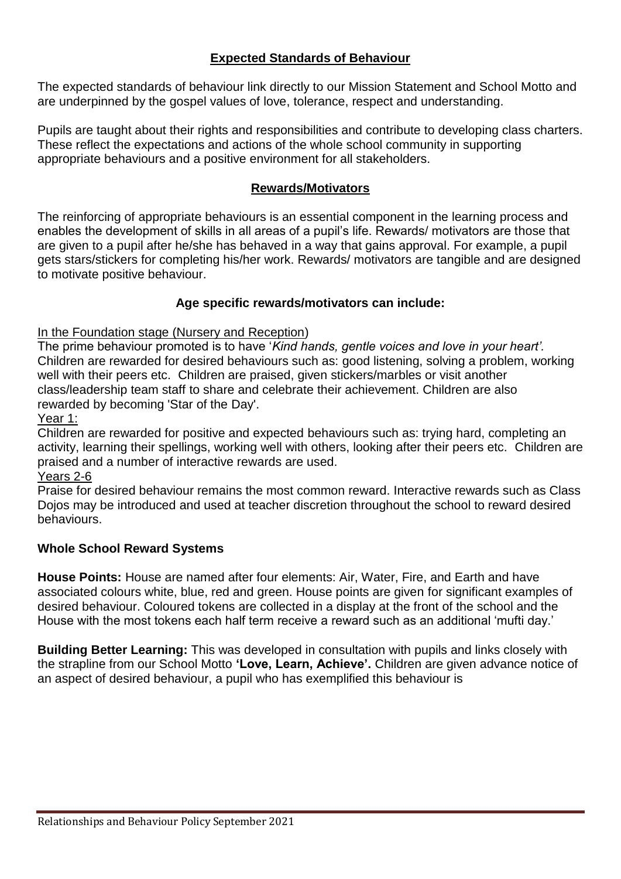## Expected Standards of Behaviour

The expected standards of behaviour link directly to our Mission Statement and School Motto and are underpinned by the gospel values of love, tolerance, respect and understanding.

Pupils are taught about their rights and responsibilities and contribute to developing class charters. These reflect the expectations and actions of the whole school community in supporting appropriate behaviours and a positive environment for all stakeholders.

## Rewards/Motivators

The reinforcing of appropriate behaviours is an essential component in the learning process and enables the development of skills in all areas of a pupil's life. Rewards/ motivators are those that are given to a pupil after he/she has behaved in a way that gains approval. For example, a pupil gets stars/stickers for completing his/her work. Rewards/ motivators are tangible and are designed to motivate positive behaviour.

### Age specific rewards/motivators can include:

In the Foundation stage (Nursery and Reception)

The prime behaviour promoted is to have '*Kind hands, gentle voices and love in your heart'.* Children are rewarded for desired behaviours such as: good listening, solving a problem, working well with their peers etc. Children are praised, given stickers/marbles or visit another class/leadership team staff to share and celebrate their achievement. Children are also rewarded by becoming 'Star of the Day'.

Year 1:

Children are rewarded for positive and expected behaviours such as: trying hard, completing an activity, learning their spellings, working well with others, looking after their peers etc. Children are praised and a number of interactive rewards are used.

Years 2-6

Praise for desired behaviour remains the most common reward. Interactive rewards such as Class Dojos may be introduced and used at teacher discretion throughout the school to reward desired behaviours.

### Whole School Reward Systems

**House Points:** House are named after four elements: Air, Water, Fire, and Earth and have associated colours white, blue, red and green. House points are given for significant examples of desired behaviour. Coloured tokens are collected in a display at the front of the school and the House with the most tokens each half term receive a reward such as an additional 'mufti day.'

**Building Better Learning:** This was developed in consultation with pupils and links closely with the strapline from our School Motto **'Love, Learn, Achieve'.** Children are given advance notice of an aspect of desired behaviour, a pupil who has exemplified this behaviour is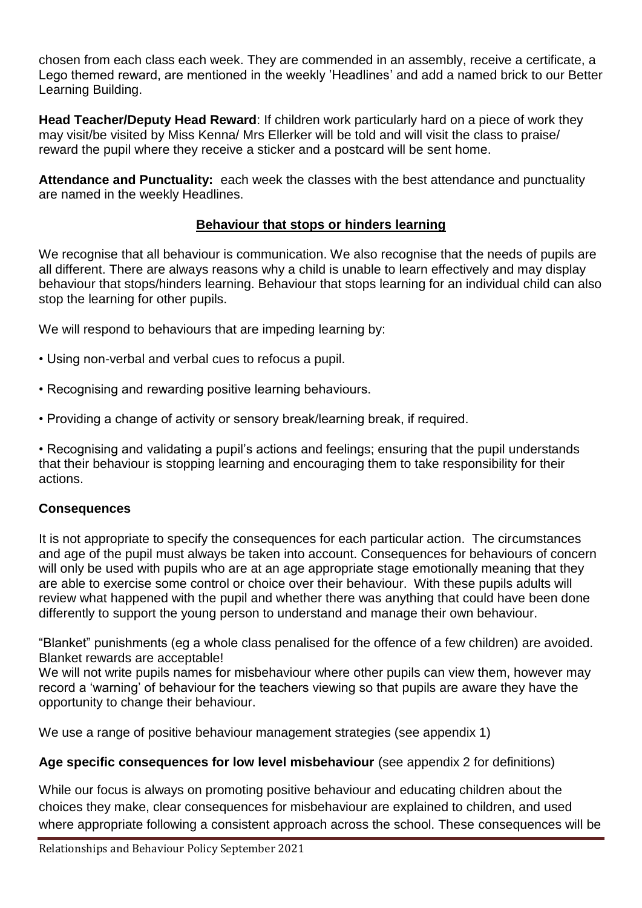chosen from each class each week. They are commended in an assembly, receive a certificate, a Lego themed reward, are mentioned in the weekly 'Headlines' and add a named brick to our Better Learning Building.

**Head Teacher/Deputy Head Reward**: If children work particularly hard on a piece of work they may visit/be visited by Miss Kenna/ Mrs Ellerker will be told and will visit the class to praise/ reward the pupil where they receive a sticker and a postcard will be sent home.

**Attendance and Punctuality:** each week the classes with the best attendance and punctuality are named in the weekly Headlines.

## Behaviour that stops or hinders learning

We recognise that all behaviour is communication. We also recognise that the needs of pupils are all different. There are always reasons why a child is unable to learn effectively and may display behaviour that stops/hinders learning. Behaviour that stops learning for an individual child can also stop the learning for other pupils.

We will respond to behaviours that are impeding learning by:

- Using non-verbal and verbal cues to refocus a pupil.
- Recognising and rewarding positive learning behaviours.
- Providing a change of activity or sensory break/learning break, if required.
- Recognising and validating a pupil's actions and feelings; ensuring that the pupil understands that their behaviour is stopping learning and encouraging them to take responsibility for their actions.

### Consequences

It is not appropriate to specify the consequences for each particular action. The circumstances and age of the pupil must always be taken into account. Consequences for behaviours of concern will only be used with pupils who are at an age appropriate stage emotionally meaning that they are able to exercise some control or choice over their behaviour. With these pupils adults will review what happened with the pupil and whether there was anything that could have been done differently to support the young person to understand and manage their own behaviour.

"Blanket" punishments (eg a whole class penalised for the offence of a few children) are avoided. Blanket rewards are acceptable!

We will not write pupils names for misbehaviour where other pupils can view them, however may record a 'warning' of behaviour for the teachers viewing so that pupils are aware they have the opportunity to change their behaviour.

We use a range of positive behaviour management strategies (see appendix 1)

**Age specific consequences for low level misbehaviour** (see appendix 2 for definitions)

While our focus is always on promoting positive behaviour and educating children about the choices they make, clear consequences for misbehaviour are explained to children, and used where appropriate following a consistent approach across the school. These consequences will be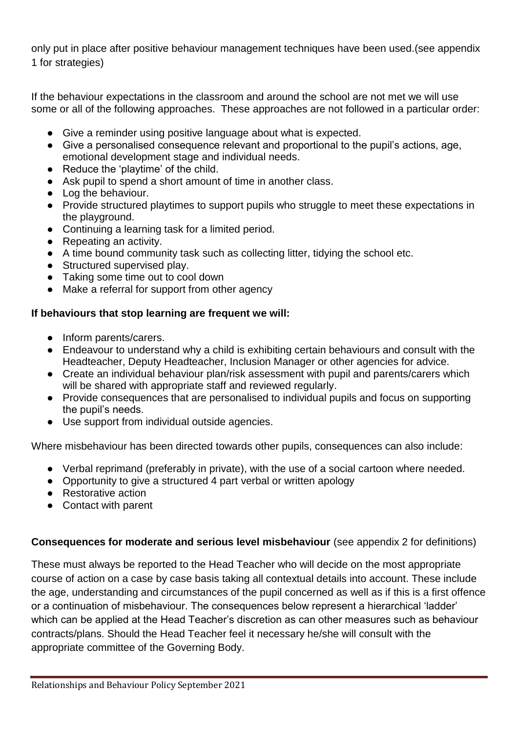only put in place after positive behaviour management techniques have been used.(see appendix 1 for strategies)

If the behaviour expectations in the classroom and around the school are not met we will use some or all of the following approaches. These approaches are not followed in a particular order:

- Give a reminder using positive language about what is expected.
- Give a personalised consequence relevant and proportional to the pupil's actions, age, emotional development stage and individual needs.
- Reduce the 'playtime' of the child.
- Ask pupil to spend a short amount of time in another class.
- Log the behaviour.
- Provide structured playtimes to support pupils who struggle to meet these expectations in the playground.
- Continuing a learning task for a limited period.
- Repeating an activity.
- A time bound community task such as collecting litter, tidying the school etc.
- Structured supervised play.
- Taking some time out to cool down
- Make a referral for support from other agency

**If behaviours that stop learning are frequent we will:**

- Inform parents/carers.
- Endeavour to understand why a child is exhibiting certain behaviours and consult with the Headteacher, Deputy Headteacher, Inclusion Manager or other agencies for advice.
- Create an individual behaviour plan/risk assessment with pupil and parents/carers which will be shared with appropriate staff and reviewed regularly.
- Provide consequences that are personalised to individual pupils and focus on supporting the pupil's needs.
- Use support from individual outside agencies.

Where misbehaviour has been directed towards other pupils, consequences can also include:

- Verbal reprimand (preferably in private), with the use of a social cartoon where needed.
- Opportunity to give a structured 4 part verbal or written apology
- Restorative action
- Contact with parent

**Consequences for moderate and serious level misbehaviour** (see appendix 2 for definitions)

These must always be reported to the Head Teacher who will decide on the most appropriate course of action on a case by case basis taking all contextual details into account. These include the age, understanding and circumstances of the pupil concerned as well as if this is a first offence or a continuation of misbehaviour. The consequences below represent a hierarchical 'ladder' which can be applied at the Head Teacher's discretion as can other measures such as behaviour contracts/plans. Should the Head Teacher feel it necessary he/she will consult with the appropriate committee of the Governing Body.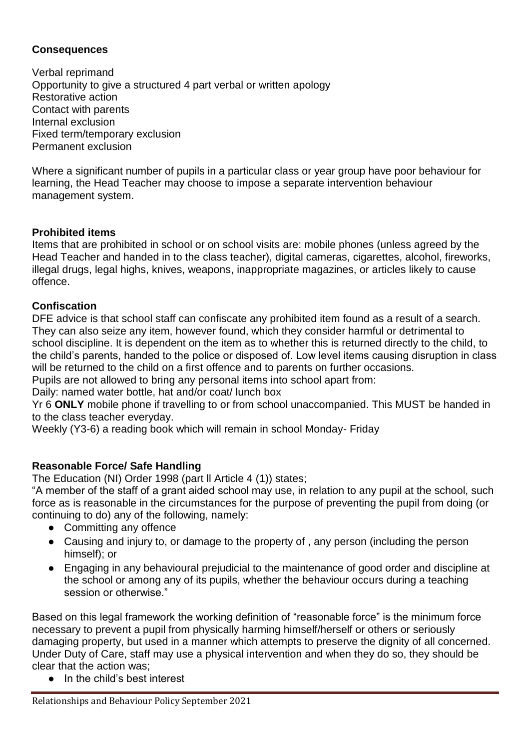**Consequences**

Verbal reprimand
Opportunity to give a structured 4 part verbal or written apology
Restorative action
Contact with parents
Internal exclusion
Fixed term/temporary exclusion
Permanent exclusion

Where a significant number of pupils in a particular class or year group have poor behaviour for learning, the Head Teacher may choose to impose a separate intervention behaviour management system.

**Prohibited items**
Items that are prohibited in school or on school visits are: mobile phones (unless agreed by the Head Teacher and handed in to the class teacher), digital cameras, cigarettes, alcohol, fireworks, illegal drugs, legal highs, knives, weapons, inappropriate magazines, or articles likely to cause offence.

**Confiscation**
DFE advice is that school staff can confiscate any prohibited item found as a result of a search. They can also seize any item, however found, which they consider harmful or detrimental to school discipline. It is dependent on the item as to whether this is returned directly to the child, to the child's parents, handed to the police or disposed of. Low level items causing disruption in class will be returned to the child on a first offence and to parents on further occasions.
Pupils are not allowed to bring any personal items into school apart from:
Daily: named water bottle, hat and/or coat/ lunch box
Yr 6 **ONLY** mobile phone if travelling to or from school unaccompanied. This MUST be handed in to the class teacher everyday.
Weekly (Y3-6) a reading book which will remain in school Monday- Friday

**Reasonable Force/ Safe Handling**
The Education (NI) Order 1998 (part ll Article 4 (1)) states;
"A member of the staff of a grant aided school may use, in relation to any pupil at the school, such force as is reasonable in the circumstances for the purpose of preventing the pupil from doing (or continuing to do) any of the following, namely:

- Committing any offence
- Causing and injury to, or damage to the property of , any person (including the person himself); or
- Engaging in any behavioural prejudicial to the maintenance of good order and discipline at the school or among any of its pupils, whether the behaviour occurs during a teaching session or otherwise."

Based on this legal framework the working definition of "reasonable force" is the minimum force necessary to prevent a pupil from physically harming himself/herself or others or seriously damaging property, but used in a manner which attempts to preserve the dignity of all concerned. Under Duty of Care, staff may use a physical intervention and when they do so, they should be clear that the action was;

- In the child's best interest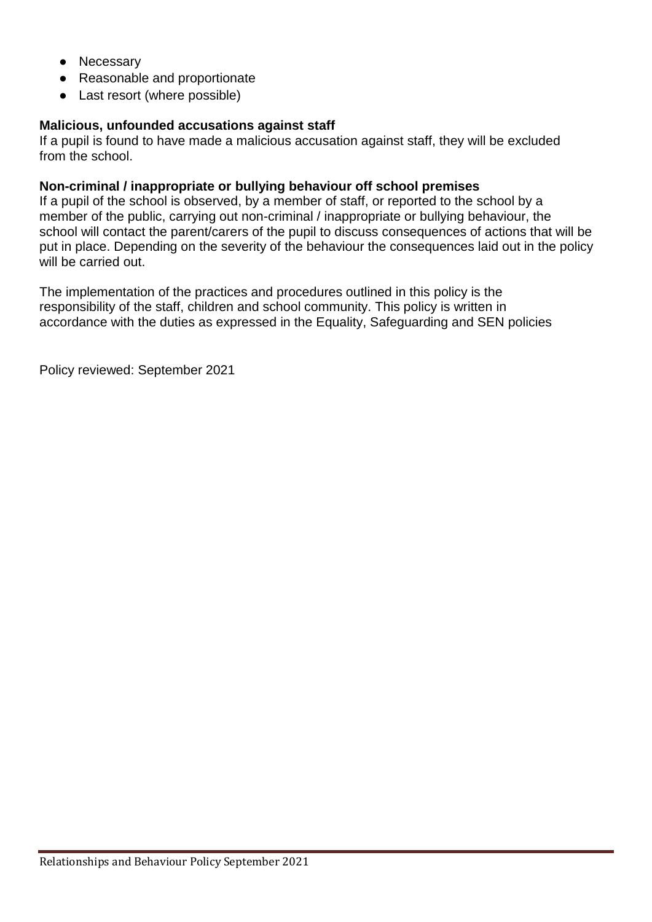- Necessary
- Reasonable and proportionate
- Last resort (where possible)

**Malicious, unfounded accusations against staff**
If a pupil is found to have made a malicious accusation against staff, they will be excluded from the school.

**Non-criminal / inappropriate or bullying behaviour off school premises**
If a pupil of the school is observed, by a member of staff, or reported to the school by a member of the public, carrying out non-criminal / inappropriate or bullying behaviour, the school will contact the parent/carers of the pupil to discuss consequences of actions that will be put in place. Depending on the severity of the behaviour the consequences laid out in the policy will be carried out.

The implementation of the practices and procedures outlined in this policy is the responsibility of the staff, children and school community. This policy is written in accordance with the duties as expressed in the Equality, Safeguarding and SEN policies

Policy reviewed: September 2021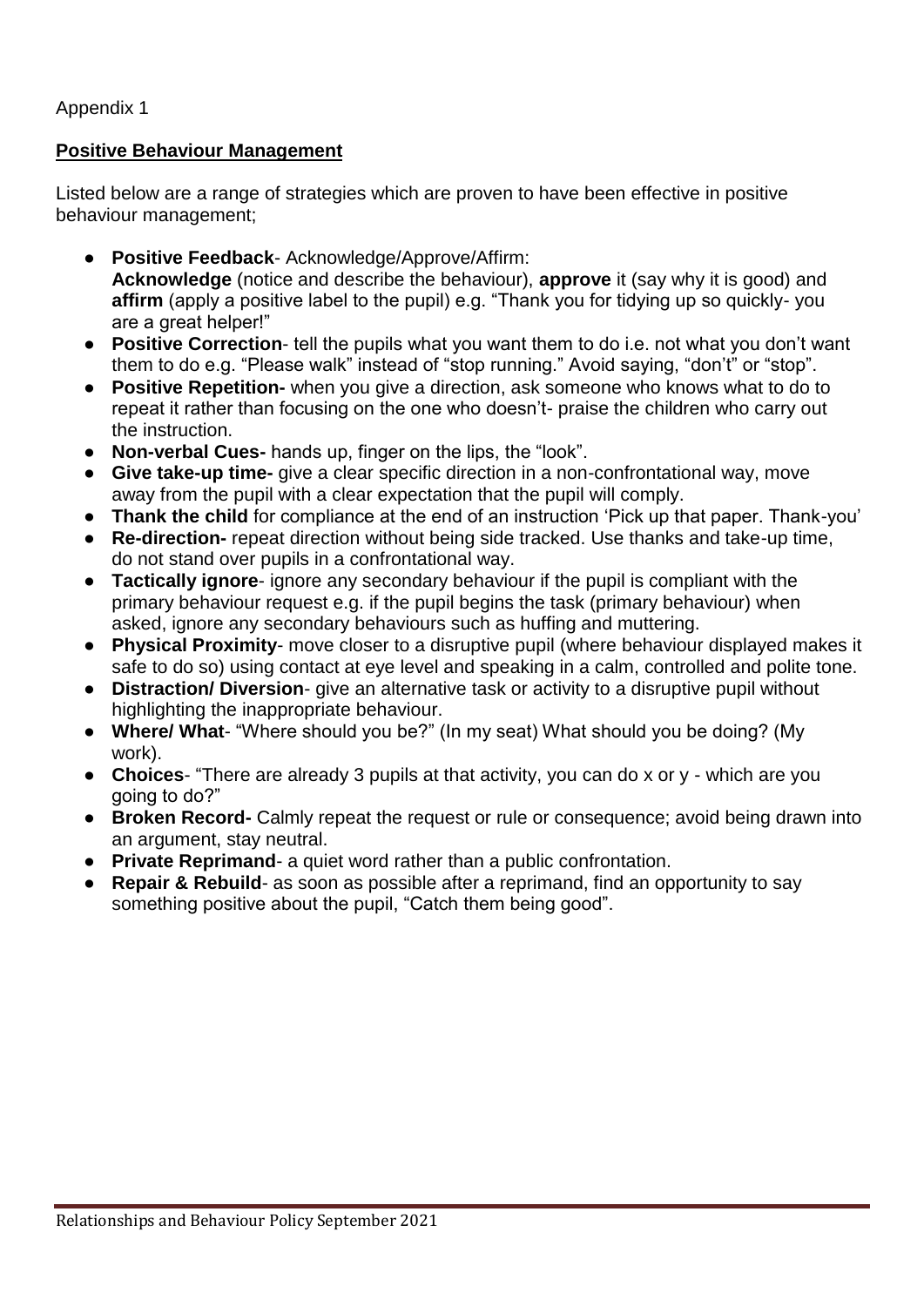Appendix 1

## **Positive Behaviour Management**

Listed below are a range of strategies which are proven to have been effective in positive behaviour management;

- **Positive Feedback**- Acknowledge/Approve/Affirm: **Acknowledge** (notice and describe the behaviour), **approve** it (say why it is good) and **affirm** (apply a positive label to the pupil) e.g. "Thank you for tidying up so quickly- you are a great helper!"
- **Positive Correction**- tell the pupils what you want them to do i.e. not what you don't want them to do e.g. "Please walk" instead of "stop running." Avoid saying, "don't" or "stop".
- **Positive Repetition-** when you give a direction, ask someone who knows what to do to repeat it rather than focusing on the one who doesn't- praise the children who carry out the instruction.
- **Non-verbal Cues-** hands up, finger on the lips, the "look".
- **Give take-up time-** give a clear specific direction in a non-confrontational way, move away from the pupil with a clear expectation that the pupil will comply.
- **Thank the child** for compliance at the end of an instruction 'Pick up that paper. Thank-you'
- **Re-direction-** repeat direction without being side tracked. Use thanks and take-up time, do not stand over pupils in a confrontational way.
- **Tactically ignore**- ignore any secondary behaviour if the pupil is compliant with the primary behaviour request e.g. if the pupil begins the task (primary behaviour) when asked, ignore any secondary behaviours such as huffing and muttering.
- **Physical Proximity**- move closer to a disruptive pupil (where behaviour displayed makes it safe to do so) using contact at eye level and speaking in a calm, controlled and polite tone.
- **Distraction/ Diversion**- give an alternative task or activity to a disruptive pupil without highlighting the inappropriate behaviour.
- **Where/ What**- "Where should you be?" (In my seat) What should you be doing? (My work).
- **Choices**- "There are already 3 pupils at that activity, you can do x or y - which are you going to do?"
- **Broken Record-** Calmly repeat the request or rule or consequence; avoid being drawn into an argument, stay neutral.
- **Private Reprimand**- a quiet word rather than a public confrontation.
- **Repair & Rebuild**- as soon as possible after a reprimand, find an opportunity to say something positive about the pupil, "Catch them being good".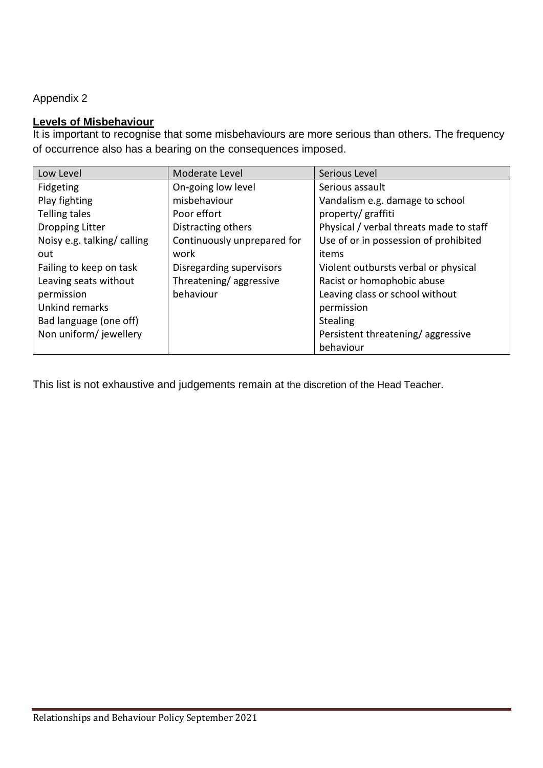Appendix 2

**Levels of Misbehaviour**

It is important to recognise that some misbehaviours are more serious than others. The frequency of occurrence also has a bearing on the consequences imposed.

| Low Level | Moderate Level | Serious Level |
|---|---|---|
| Fidgeting<br>Play fighting<br>Telling tales<br>Dropping Litter<br>Noisy e.g. talking/ calling out<br>Failing to keep on task<br>Leaving seats without permission<br>Unkind remarks<br>Bad language (one off)<br>Non uniform/ jewellery | On-going low level misbehaviour<br>Poor effort<br>Distracting others<br>Continuously unprepared for work<br>Disregarding supervisors<br>Threatening/ aggressive behaviour | Serious assault<br>Vandalism e.g. damage to school property/ graffiti<br>Physical / verbal threats made to staff<br>Use of or in possession of prohibited items<br>Violent outbursts verbal or physical<br>Racist or homophobic abuse<br>Leaving class or school without permission<br>Stealing<br>Persistent threatening/ aggressive behaviour |

This list is not exhaustive and judgements remain at the discretion of the Head Teacher.